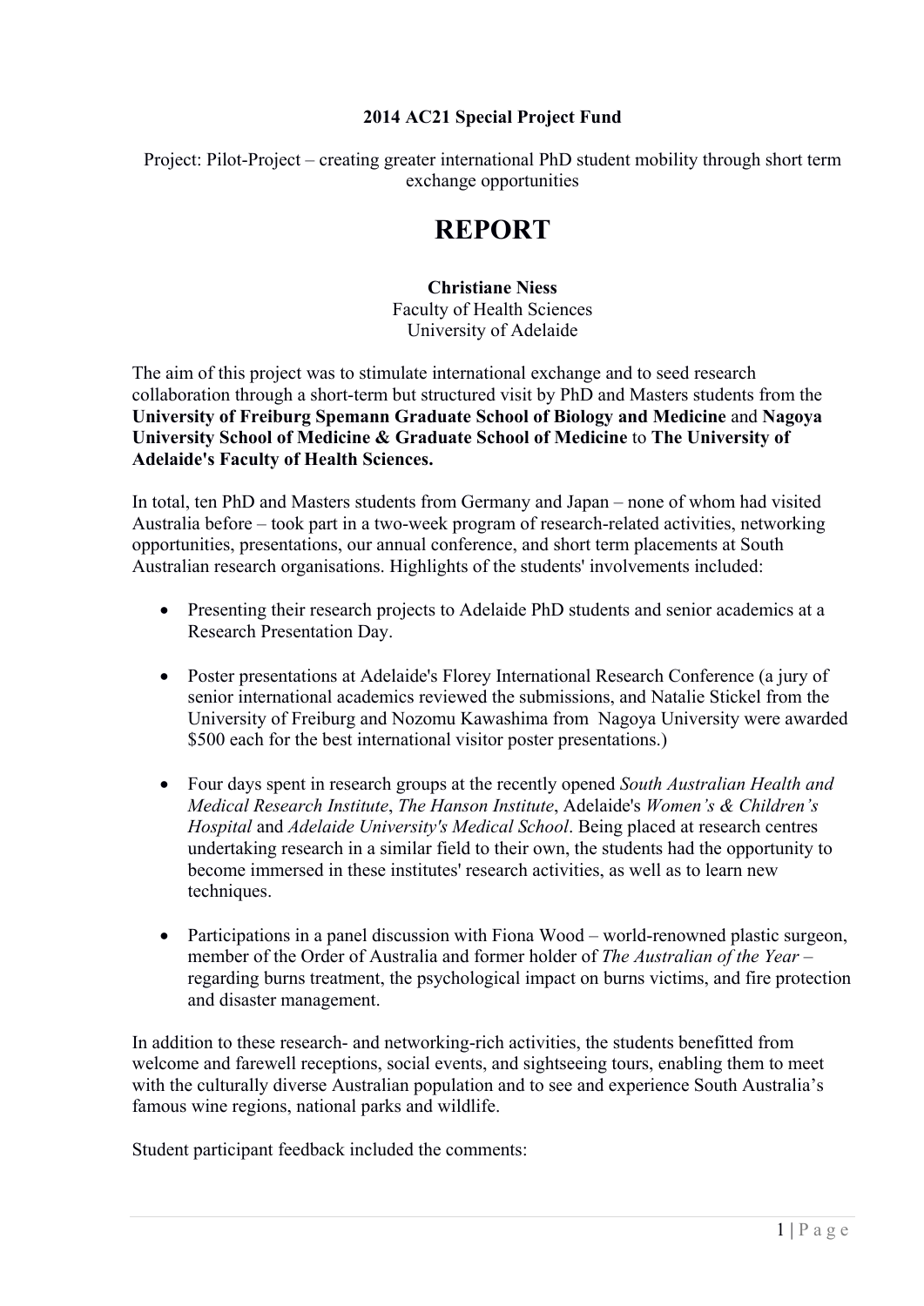**2014 AC21 Special Project Fund**

Project: Pilot-Project – creating greater international PhD student mobility through short term exchange opportunities

# REPORT

**Christiane Niess**
Faculty of Health Sciences
University of Adelaide

The aim of this project was to stimulate international exchange and to seed research collaboration through a short-term but structured visit by PhD and Masters students from the **University of Freiburg Spemann Graduate School of Biology and Medicine** and **Nagoya University School of Medicine & Graduate School of Medicine** to **The University of Adelaide's Faculty of Health Sciences.**

In total, ten PhD and Masters students from Germany and Japan – none of whom had visited Australia before – took part in a two-week program of research-related activities, networking opportunities, presentations, our annual conference, and short term placements at South Australian research organisations. Highlights of the students' involvements included:

- Presenting their research projects to Adelaide PhD students and senior academics at a Research Presentation Day.

- Poster presentations at Adelaide's Florey International Research Conference (a jury of senior international academics reviewed the submissions, and Natalie Stickel from the University of Freiburg and Nozomu Kawashima from Nagoya University were awarded $500 each for the best international visitor poster presentations.)

- Four days spent in research groups at the recently opened *South Australian Health and Medical Research Institute*, *The Hanson Institute*, Adelaide's *Women's & Children's Hospital* and *Adelaide University's Medical School*. Being placed at research centres undertaking research in a similar field to their own, the students had the opportunity to become immersed in these institutes' research activities, as well as to learn new techniques.

- Participations in a panel discussion with Fiona Wood – world-renowned plastic surgeon, member of the Order of Australia and former holder of *The Australian of the Year* – regarding burns treatment, the psychological impact on burns victims, and fire protection and disaster management.

In addition to these research- and networking-rich activities, the students benefitted from welcome and farewell receptions, social events, and sightseeing tours, enabling them to meet with the culturally diverse Australian population and to see and experience South Australia's famous wine regions, national parks and wildlife.

Student participant feedback included the comments: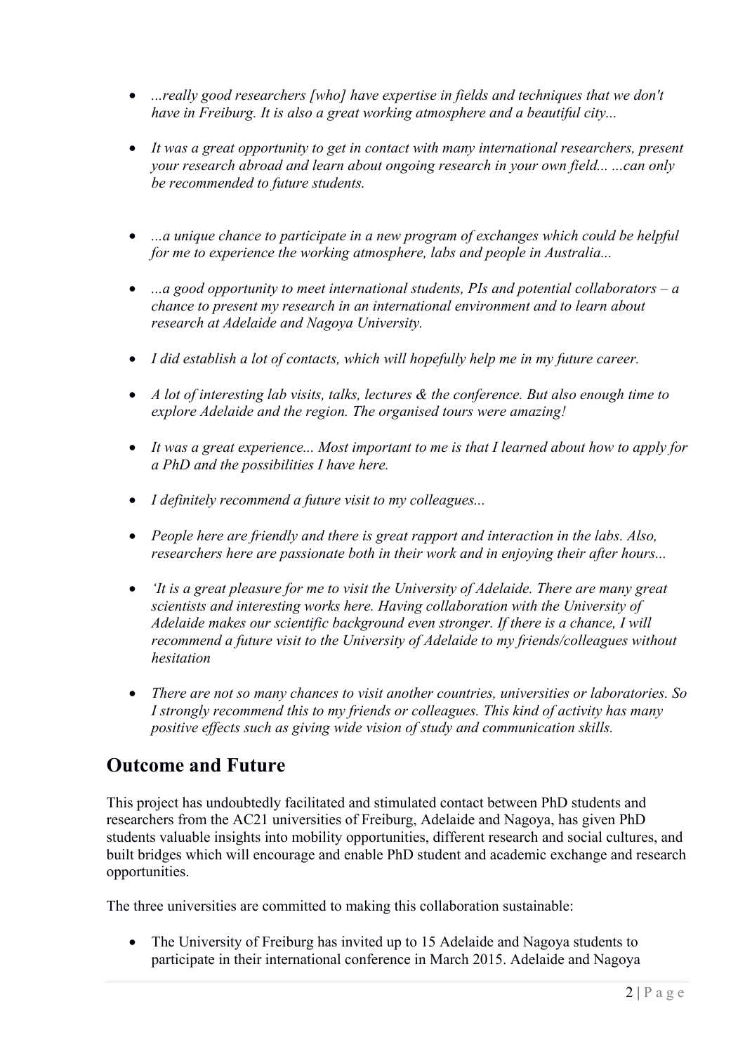- *...really good researchers [who] have expertise in fields and techniques that we don't have in Freiburg. It is also a great working atmosphere and a beautiful city...*
- *It was a great opportunity to get in contact with many international researchers, present your research abroad and learn about ongoing research in your own field... ...can only be recommended to future students.*
- *...a unique chance to participate in a new program of exchanges which could be helpful for me to experience the working atmosphere, labs and people in Australia...*
- *...a good opportunity to meet international students, PIs and potential collaborators – a chance to present my research in an international environment and to learn about research at Adelaide and Nagoya University.*
- *I did establish a lot of contacts, which will hopefully help me in my future career.*
- *A lot of interesting lab visits, talks, lectures & the conference. But also enough time to explore Adelaide and the region. The organised tours were amazing!*
- *It was a great experience... Most important to me is that I learned about how to apply for a PhD and the possibilities I have here.*
- *I definitely recommend a future visit to my colleagues...*
- *People here are friendly and there is great rapport and interaction in the labs. Also, researchers here are passionate both in their work and in enjoying their after hours...*
- *'It is a great pleasure for me to visit the University of Adelaide. There are many great scientists and interesting works here. Having collaboration with the University of Adelaide makes our scientific background even stronger. If there is a chance, I will recommend a future visit to the University of Adelaide to my friends/colleagues without hesitation*
- *There are not so many chances to visit another countries, universities or laboratories. So I strongly recommend this to my friends or colleagues. This kind of activity has many positive effects such as giving wide vision of study and communication skills.*

## Outcome and Future

This project has undoubtedly facilitated and stimulated contact between PhD students and researchers from the AC21 universities of Freiburg, Adelaide and Nagoya, has given PhD students valuable insights into mobility opportunities, different research and social cultures, and built bridges which will encourage and enable PhD student and academic exchange and research opportunities.

The three universities are committed to making this collaboration sustainable:

- The University of Freiburg has invited up to 15 Adelaide and Nagoya students to participate in their international conference in March 2015. Adelaide and Nagoya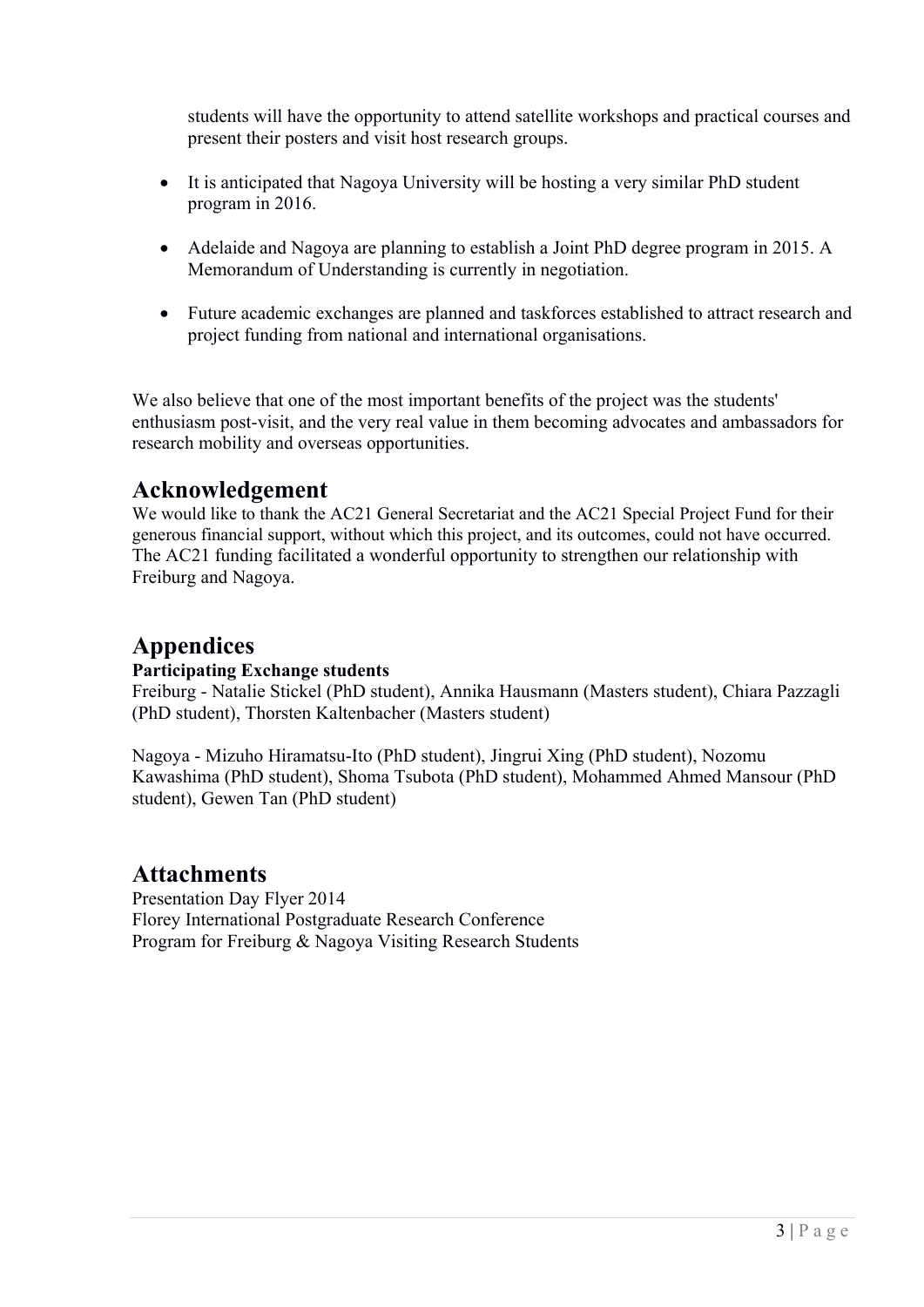students will have the opportunity to attend satellite workshops and practical courses and present their posters and visit host research groups.

- It is anticipated that Nagoya University will be hosting a very similar PhD student program in 2016.
- Adelaide and Nagoya are planning to establish a Joint PhD degree program in 2015. A Memorandum of Understanding is currently in negotiation.
- Future academic exchanges are planned and taskforces established to attract research and project funding from national and international organisations.

We also believe that one of the most important benefits of the project was the students' enthusiasm post-visit, and the very real value in them becoming advocates and ambassadors for research mobility and overseas opportunities.

## Acknowledgement

We would like to thank the AC21 General Secretariat and the AC21 Special Project Fund for their generous financial support, without which this project, and its outcomes, could not have occurred. The AC21 funding facilitated a wonderful opportunity to strengthen our relationship with Freiburg and Nagoya.

## Appendices

**Participating Exchange students**

Freiburg - Natalie Stickel (PhD student), Annika Hausmann (Masters student), Chiara Pazzagli (PhD student), Thorsten Kaltenbacher (Masters student)

Nagoya - Mizuho Hiramatsu-Ito (PhD student), Jingrui Xing (PhD student), Nozomu Kawashima (PhD student), Shoma Tsubota (PhD student), Mohammed Ahmed Mansour (PhD student), Gewen Tan (PhD student)

## Attachments

Presentation Day Flyer 2014
Florey International Postgraduate Research Conference
Program for Freiburg & Nagoya Visiting Research Students